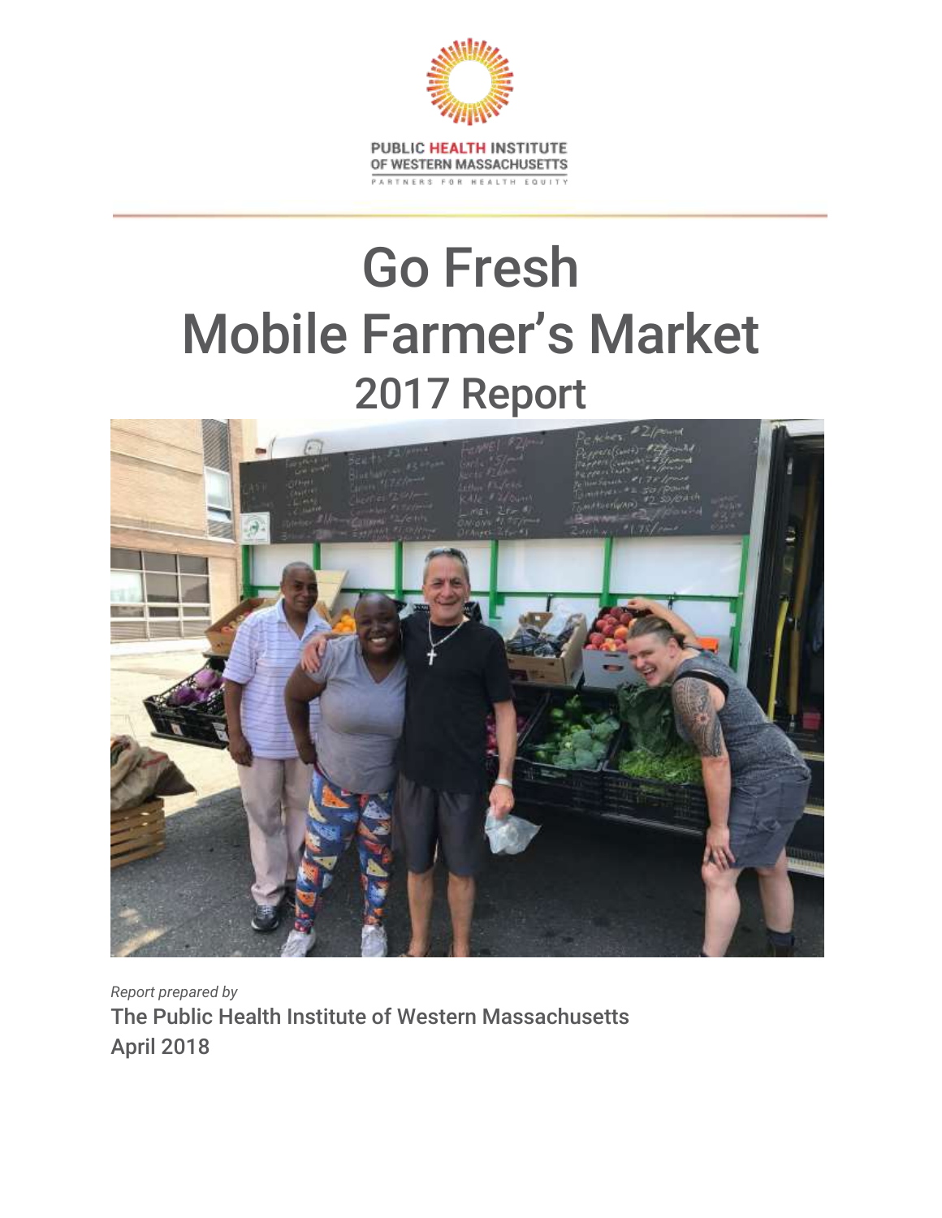PUBLIC HEALTH INSTITUTE OF WESTERN MASSACHUSETTS

PARTNERS FOR HEALTH EQUITY

# Go Fresh Mobile Farmer's Market

## 2017 Report

*Report prepared by*

The Public Health Institute of Western Massachusetts

April 2018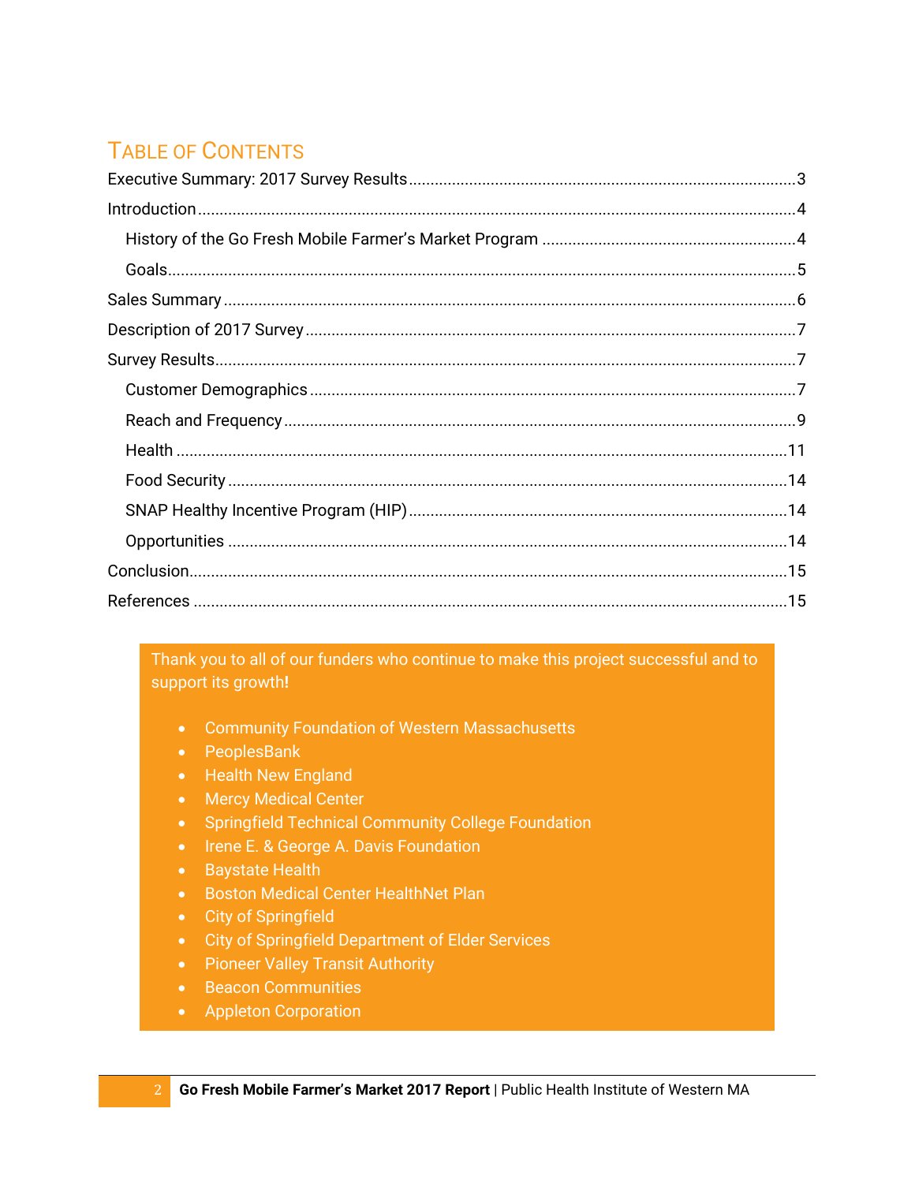## Table of Contents

Executive Summary: 2017 Survey Results ........ 3

Introduction ........ 4

- History of the Go Fresh Mobile Farmer's Market Program ........ 4
- Goals ........ 5

Sales Summary ........ 6

Description of 2017 Survey ........ 7

Survey Results ........ 7

- Customer Demographics ........ 7
- Reach and Frequency ........ 9
- Health ........ 11
- Food Security ........ 14
- SNAP Healthy Incentive Program (HIP) ........ 14
- Opportunities ........ 14

Conclusion ........ 15

References ........ 15

Thank you to all of our funders who continue to make this project successful and to support its growth!

- Community Foundation of Western Massachusetts
- PeoplesBank
- Health New England
- Mercy Medical Center
- Springfield Technical Community College Foundation
- Irene E. & George A. Davis Foundation
- Baystate Health
- Boston Medical Center HealthNet Plan
- City of Springfield
- City of Springfield Department of Elder Services
- Pioneer Valley Transit Authority
- Beacon Communities
- Appleton Corporation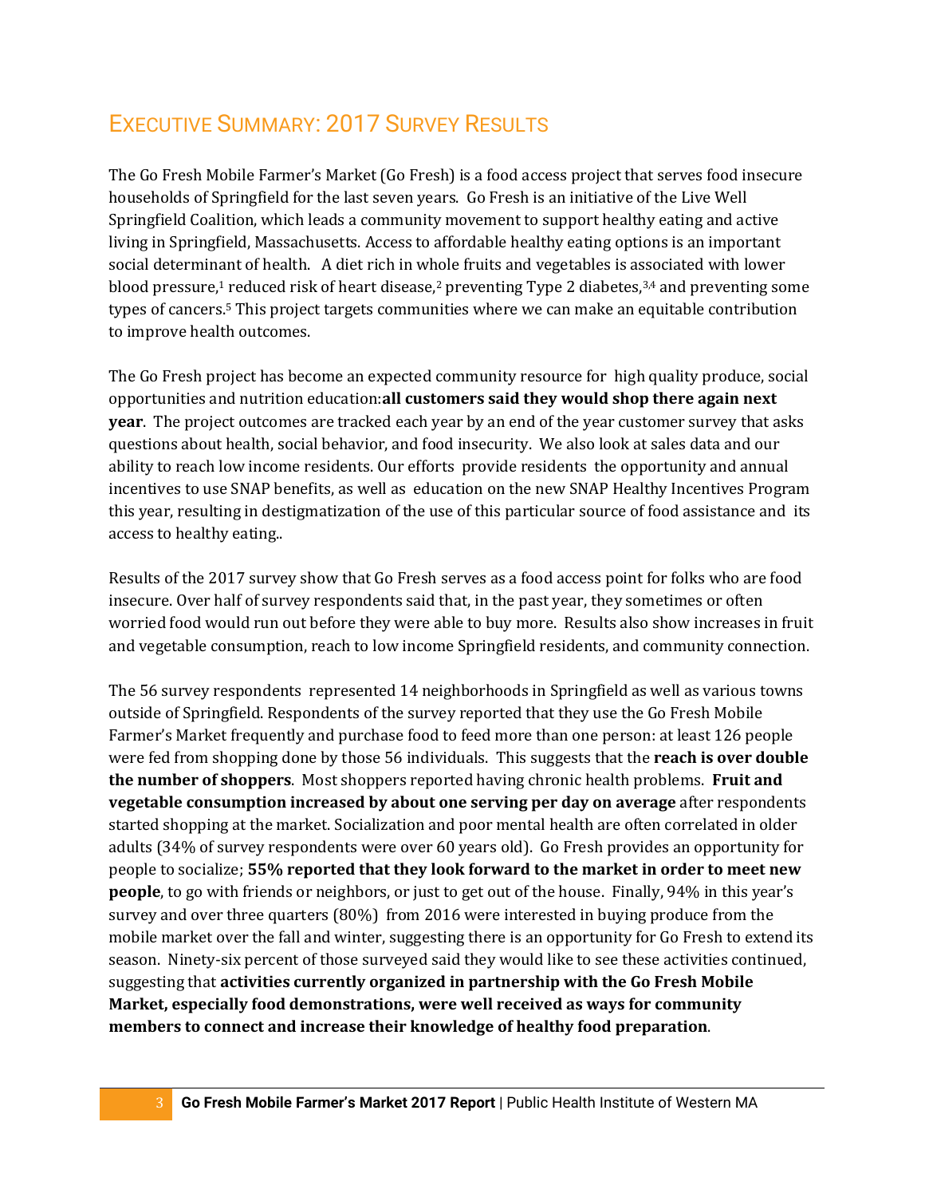# Executive Summary: 2017 Survey Results

The Go Fresh Mobile Farmer's Market (Go Fresh) is a food access project that serves food insecure households of Springfield for the last seven years. Go Fresh is an initiative of the Live Well Springfield Coalition, which leads a community movement to support healthy eating and active living in Springfield, Massachusetts. Access to affordable healthy eating options is an important social determinant of health. A diet rich in whole fruits and vegetables is associated with lower blood pressure,[1] reduced risk of heart disease,[2] preventing Type 2 diabetes,[3,4] and preventing some types of cancers.[5] This project targets communities where we can make an equitable contribution to improve health outcomes.

The Go Fresh project has become an expected community resource for high quality produce, social opportunities and nutrition education:**all customers said they would shop there again next year**. The project outcomes are tracked each year by an end of the year customer survey that asks questions about health, social behavior, and food insecurity. We also look at sales data and our ability to reach low income residents. Our efforts provide residents the opportunity and annual incentives to use SNAP benefits, as well as education on the new SNAP Healthy Incentives Program this year, resulting in destigmatization of the use of this particular source of food assistance and its access to healthy eating..

Results of the 2017 survey show that Go Fresh serves as a food access point for folks who are food insecure. Over half of survey respondents said that, in the past year, they sometimes or often worried food would run out before they were able to buy more. Results also show increases in fruit and vegetable consumption, reach to low income Springfield residents, and community connection.

The 56 survey respondents represented 14 neighborhoods in Springfield as well as various towns outside of Springfield. Respondents of the survey reported that they use the Go Fresh Mobile Farmer's Market frequently and purchase food to feed more than one person: at least 126 people were fed from shopping done by those 56 individuals. This suggests that the **reach is over double the number of shoppers**. Most shoppers reported having chronic health problems. **Fruit and vegetable consumption increased by about one serving per day on average** after respondents started shopping at the market. Socialization and poor mental health are often correlated in older adults (34% of survey respondents were over 60 years old). Go Fresh provides an opportunity for people to socialize; **55% reported that they look forward to the market in order to meet new people**, to go with friends or neighbors, or just to get out of the house. Finally, 94% in this year's survey and over three quarters (80%) from 2016 were interested in buying produce from the mobile market over the fall and winter, suggesting there is an opportunity for Go Fresh to extend its season. Ninety-six percent of those surveyed said they would like to see these activities continued, suggesting that **activities currently organized in partnership with the Go Fresh Mobile Market, especially food demonstrations, were well received as ways for community members to connect and increase their knowledge of healthy food preparation**.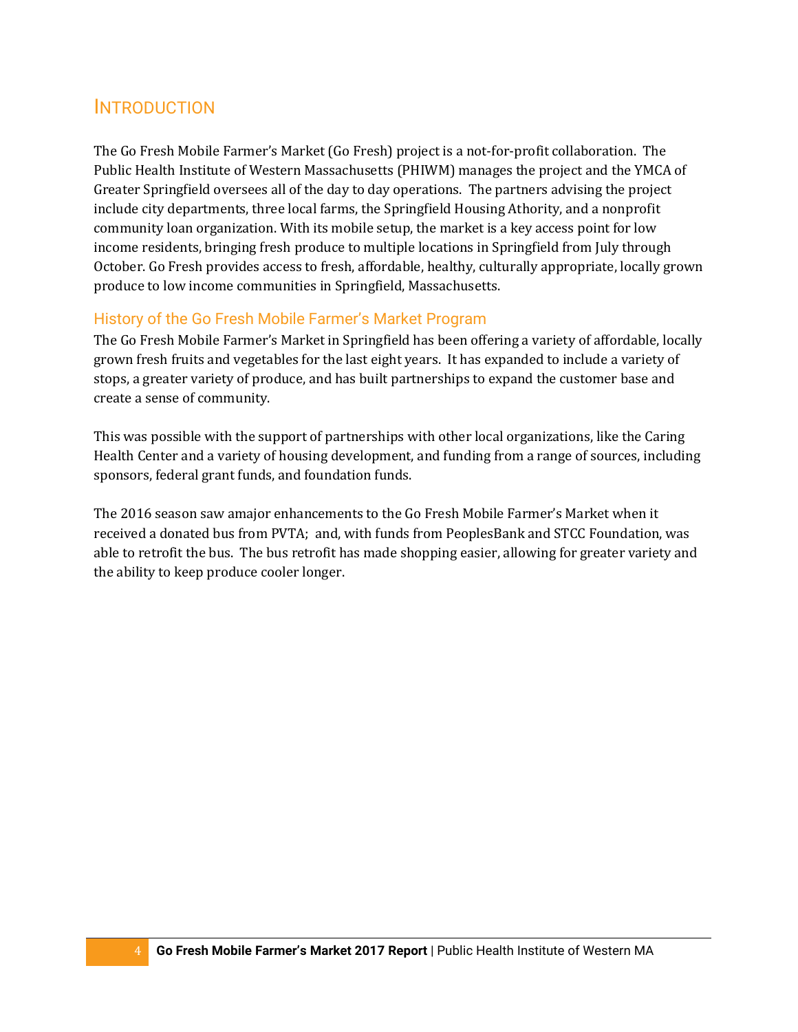# Introduction

The Go Fresh Mobile Farmer's Market (Go Fresh) project is a not-for-profit collaboration. The Public Health Institute of Western Massachusetts (PHIWM) manages the project and the YMCA of Greater Springfield oversees all of the day to day operations. The partners advising the project include city departments, three local farms, the Springfield Housing Athority, and a nonprofit community loan organization. With its mobile setup, the market is a key access point for low income residents, bringing fresh produce to multiple locations in Springfield from July through October. Go Fresh provides access to fresh, affordable, healthy, culturally appropriate, locally grown produce to low income communities in Springfield, Massachusetts.

## History of the Go Fresh Mobile Farmer's Market Program

The Go Fresh Mobile Farmer's Market in Springfield has been offering a variety of affordable, locally grown fresh fruits and vegetables for the last eight years. It has expanded to include a variety of stops, a greater variety of produce, and has built partnerships to expand the customer base and create a sense of community.

This was possible with the support of partnerships with other local organizations, like the Caring Health Center and a variety of housing development, and funding from a range of sources, including sponsors, federal grant funds, and foundation funds.

The 2016 season saw amajor enhancements to the Go Fresh Mobile Farmer's Market when it received a donated bus from PVTA; and, with funds from PeoplesBank and STCC Foundation, was able to retrofit the bus. The bus retrofit has made shopping easier, allowing for greater variety and the ability to keep produce cooler longer.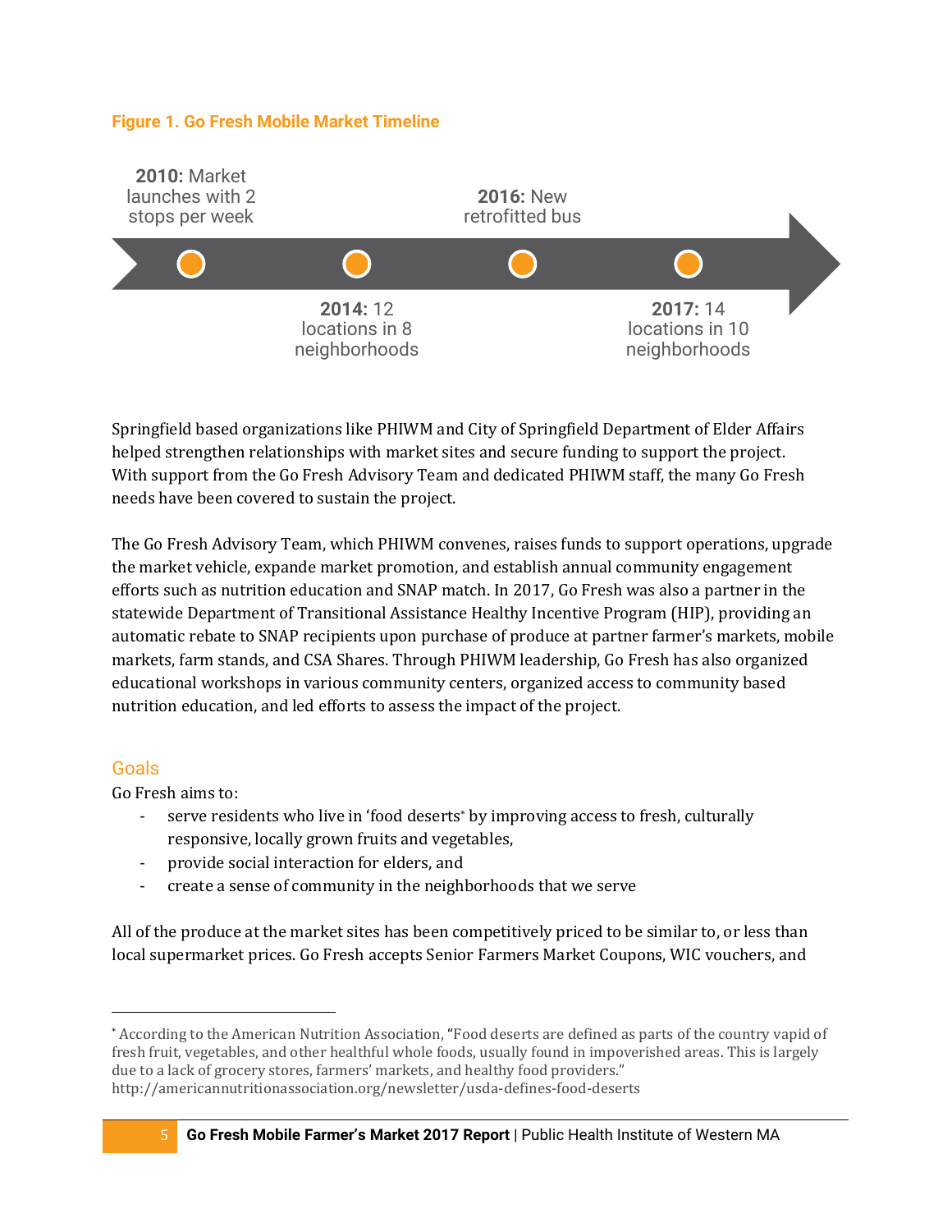**Figure 1. Go Fresh Mobile Market Timeline**

- **2010:** Market launches with 2 stops per week
- **2014:** 12 locations in 8 neighborhoods
- **2016:** New retrofitted bus
- **2017:** 14 locations in 10 neighborhoods

Springfield based organizations like PHIWM and City of Springfield Department of Elder Affairs helped strengthen relationships with market sites and secure funding to support the project. With support from the Go Fresh Advisory Team and dedicated PHIWM staff, the many Go Fresh needs have been covered to sustain the project.

The Go Fresh Advisory Team, which PHIWM convenes, raises funds to support operations, upgrade the market vehicle, expande market promotion, and establish annual community engagement efforts such as nutrition education and SNAP match. In 2017, Go Fresh was also a partner in the statewide Department of Transitional Assistance Healthy Incentive Program (HIP), providing an automatic rebate to SNAP recipients upon purchase of produce at partner farmer's markets, mobile markets, farm stands, and CSA Shares. Through PHIWM leadership, Go Fresh has also organized educational workshops in various community centers, organized access to community based nutrition education, and led efforts to assess the impact of the project.

## Goals

Go Fresh aims to:

- serve residents who live in 'food deserts* by improving access to fresh, culturally responsive, locally grown fruits and vegetables,
- provide social interaction for elders, and
- create a sense of community in the neighborhoods that we serve

All of the produce at the market sites has been competitively priced to be similar to, or less than local supermarket prices. Go Fresh accepts Senior Farmers Market Coupons, WIC vouchers, and

---

* According to the American Nutrition Association, "Food deserts are defined as parts of the country vapid of fresh fruit, vegetables, and other healthful whole foods, usually found in impoverished areas. This is largely due to a lack of grocery stores, farmers' markets, and healthy food providers." http://americannutritionassociation.org/newsletter/usda-defines-food-deserts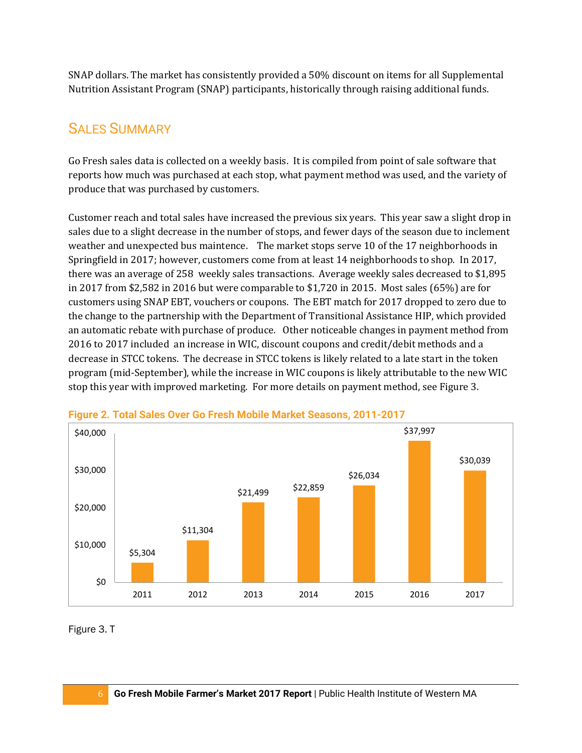SNAP dollars. The market has consistently provided a 50% discount on items for all Supplemental Nutrition Assistant Program (SNAP) participants, historically through raising additional funds.

## Sales Summary

Go Fresh sales data is collected on a weekly basis. It is compiled from point of sale software that reports how much was purchased at each stop, what payment method was used, and the variety of produce that was purchased by customers.

Customer reach and total sales have increased the previous six years. This year saw a slight drop in sales due to a slight decrease in the number of stops, and fewer days of the season due to inclement weather and unexpected bus maintence. The market stops serve 10 of the 17 neighborhoods in Springfield in 2017; however, customers come from at least 14 neighborhoods to shop. In 2017, there was an average of 258 weekly sales transactions. Average weekly sales decreased to $1,895 in 2017 from $2,582 in 2016 but were comparable to $1,720 in 2015. Most sales (65%) are for customers using SNAP EBT, vouchers or coupons. The EBT match for 2017 dropped to zero due to the change to the partnership with the Department of Transitional Assistance HIP, which provided an automatic rebate with purchase of produce. Other noticeable changes in payment method from 2016 to 2017 included an increase in WIC, discount coupons and credit/debit methods and a decrease in STCC tokens. The decrease in STCC tokens is likely related to a late start in the token program (mid-September), while the increase in WIC coupons is likely attributable to the new WIC stop this year with improved marketing. For more details on payment method, see Figure 3.

**Figure 2. Total Sales Over Go Fresh Mobile Market Seasons, 2011-2017**

| Year | Total Sales |
|---|---|
| 2011 | $5,304 |
| 2012 | $11,304 |
| 2013 | $21,499 |
| 2014 | $22,859 |
| 2015 | $26,034 |
| 2016 | $37,997 |
| 2017 | $30,039 |

Figure 3. T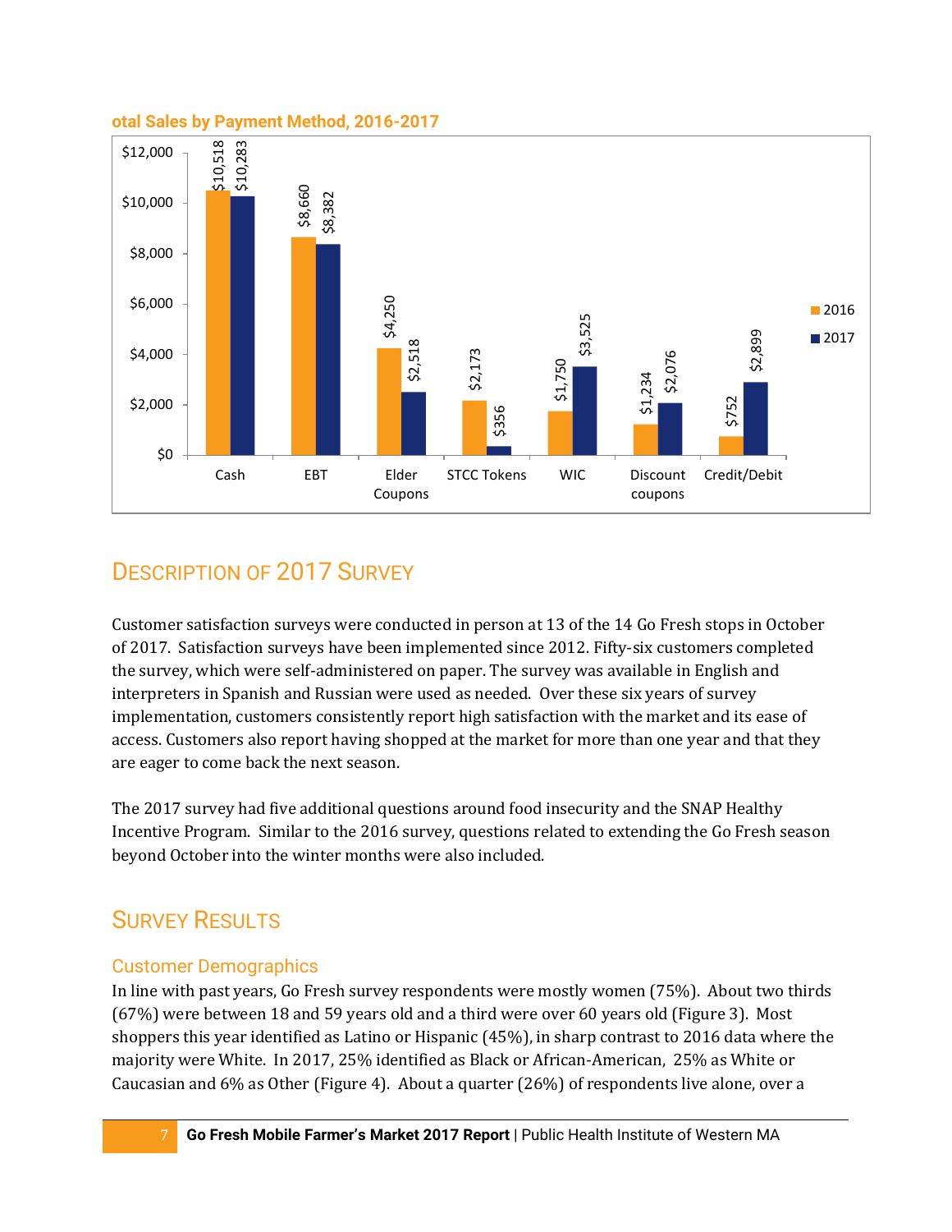otal Sales by Payment Method, 2016-2017

| Payment Method | 2016 | 2017 |
|---|---|---|
| Cash | $10,518 | $10,283 |
| EBT | $8,660 | $8,382 |
| Elder Coupons | $4,250 | $2,518 |
| STCC Tokens | $2,173 | $356 |
| WIC | $1,750 | $3,525 |
| Discount coupons | $1,234 | $2,076 |
| Credit/Debit | $752 | $2,899 |

## Description of 2017 Survey

Customer satisfaction surveys were conducted in person at 13 of the 14 Go Fresh stops in October of 2017. Satisfaction surveys have been implemented since 2012. Fifty-six customers completed the survey, which were self-administered on paper. The survey was available in English and interpreters in Spanish and Russian were used as needed. Over these six years of survey implementation, customers consistently report high satisfaction with the market and its ease of access. Customers also report having shopped at the market for more than one year and that they are eager to come back the next season.

The 2017 survey had five additional questions around food insecurity and the SNAP Healthy Incentive Program. Similar to the 2016 survey, questions related to extending the Go Fresh season beyond October into the winter months were also included.

## Survey Results

### Customer Demographics

In line with past years, Go Fresh survey respondents were mostly women (75%). About two thirds (67%) were between 18 and 59 years old and a third were over 60 years old (Figure 3). Most shoppers this year identified as Latino or Hispanic (45%), in sharp contrast to 2016 data where the majority were White. In 2017, 25% identified as Black or African-American, 25% as White or Caucasian and 6% as Other (Figure 4). About a quarter (26%) of respondents live alone, over a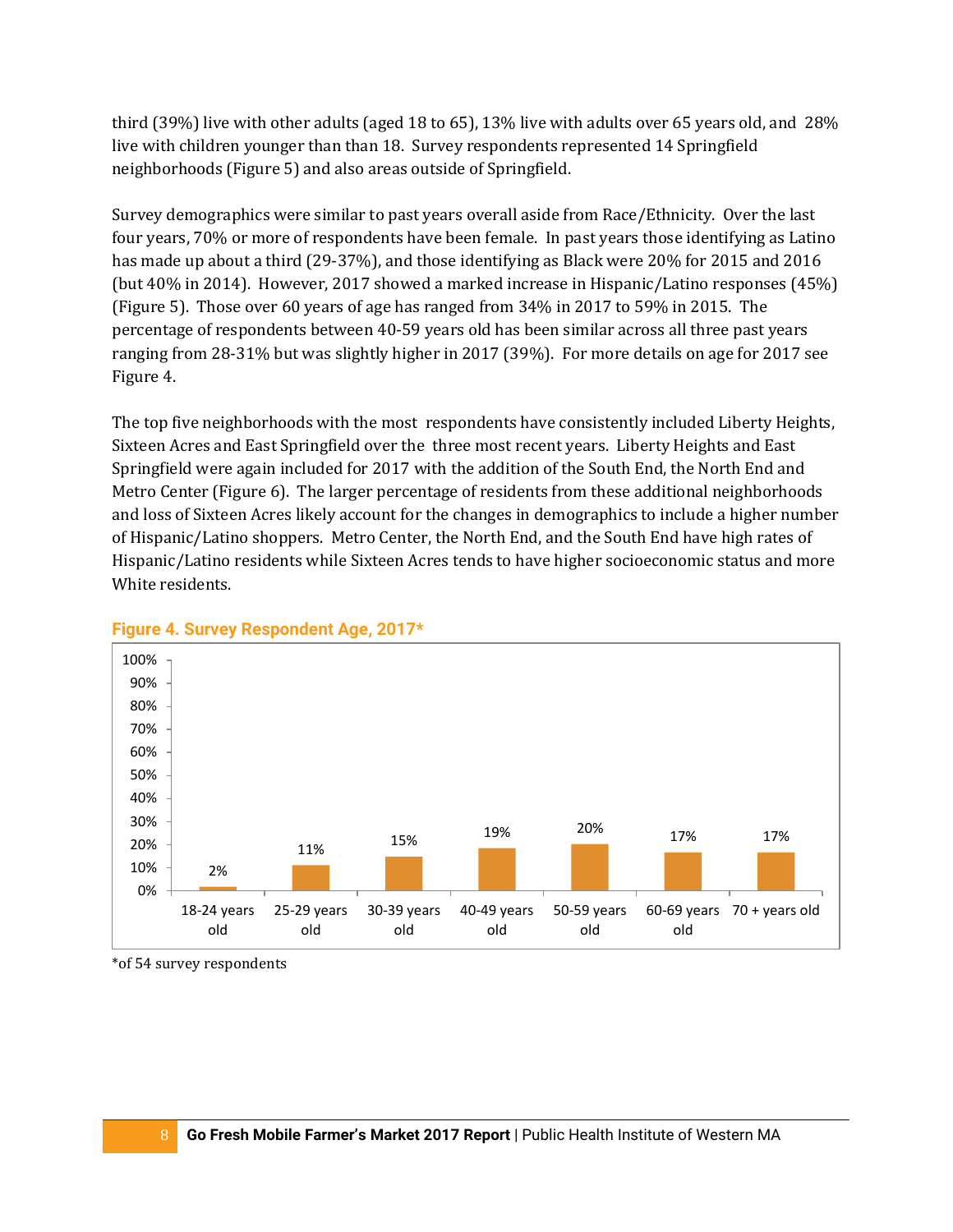third (39%) live with other adults (aged 18 to 65), 13% live with adults over 65 years old, and 28% live with children younger than than 18. Survey respondents represented 14 Springfield neighborhoods (Figure 5) and also areas outside of Springfield.

Survey demographics were similar to past years overall aside from Race/Ethnicity. Over the last four years, 70% or more of respondents have been female. In past years those identifying as Latino has made up about a third (29-37%), and those identifying as Black were 20% for 2015 and 2016 (but 40% in 2014). However, 2017 showed a marked increase in Hispanic/Latino responses (45%) (Figure 5). Those over 60 years of age has ranged from 34% in 2017 to 59% in 2015. The percentage of respondents between 40-59 years old has been similar across all three past years ranging from 28-31% but was slightly higher in 2017 (39%). For more details on age for 2017 see Figure 4.

The top five neighborhoods with the most respondents have consistently included Liberty Heights, Sixteen Acres and East Springfield over the three most recent years. Liberty Heights and East Springfield were again included for 2017 with the addition of the South End, the North End and Metro Center (Figure 6). The larger percentage of residents from these additional neighborhoods and loss of Sixteen Acres likely account for the changes in demographics to include a higher number of Hispanic/Latino shoppers. Metro Center, the North End, and the South End have high rates of Hispanic/Latino residents while Sixteen Acres tends to have higher socioeconomic status and more White residents.

**Figure 4. Survey Respondent Age, 2017***

| Age | Percent |
|---|---|
| 18-24 years old | 2% |
| 25-29 years old | 11% |
| 30-39 years old | 15% |
| 40-49 years old | 19% |
| 50-59 years old | 20% |
| 60-69 years old | 17% |
| 70 + years old | 17% |

*of 54 survey respondents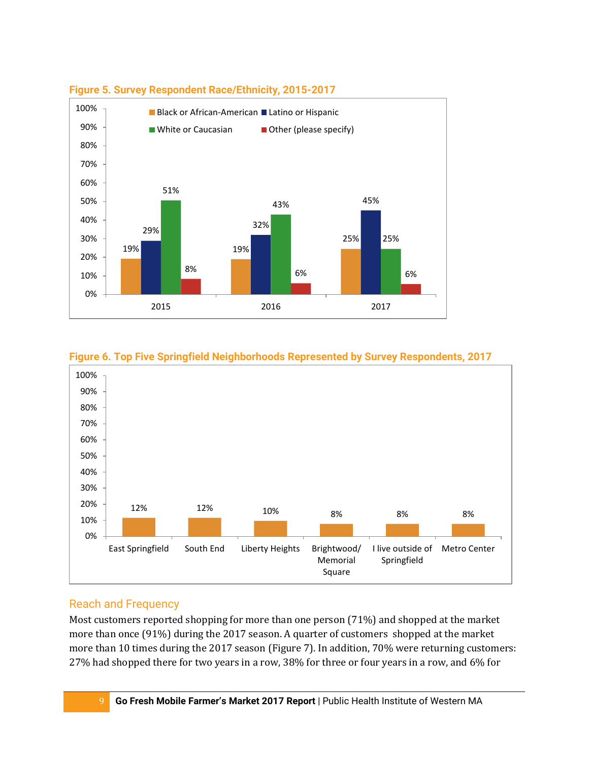**Figure 5. Survey Respondent Race/Ethnicity, 2015-2017**

| | Black or African-American | Latino or Hispanic | White or Caucasian | Other (please specify) |
|---|---|---|---|---|
| 2015 | 19% | 29% | 51% | 8% |
| 2016 | 19% | 32% | 43% | 6% |
| 2017 | 25% | 45% | 25% | 6% |

**Figure 6. Top Five Springfield Neighborhoods Represented by Survey Respondents, 2017**

| Neighborhood | Percent |
|---|---|
| East Springfield | 12% |
| South End | 12% |
| Liberty Heights | 10% |
| Brightwood/ Memorial Square | 8% |
| I live outside of Springfield | 8% |
| Metro Center | 8% |

## Reach and Frequency

Most customers reported shopping for more than one person (71%) and shopped at the market more than once (91%) during the 2017 season. A quarter of customers shopped at the market more than 10 times during the 2017 season (Figure 7). In addition, 70% were returning customers: 27% had shopped there for two years in a row, 38% for three or four years in a row, and 6% for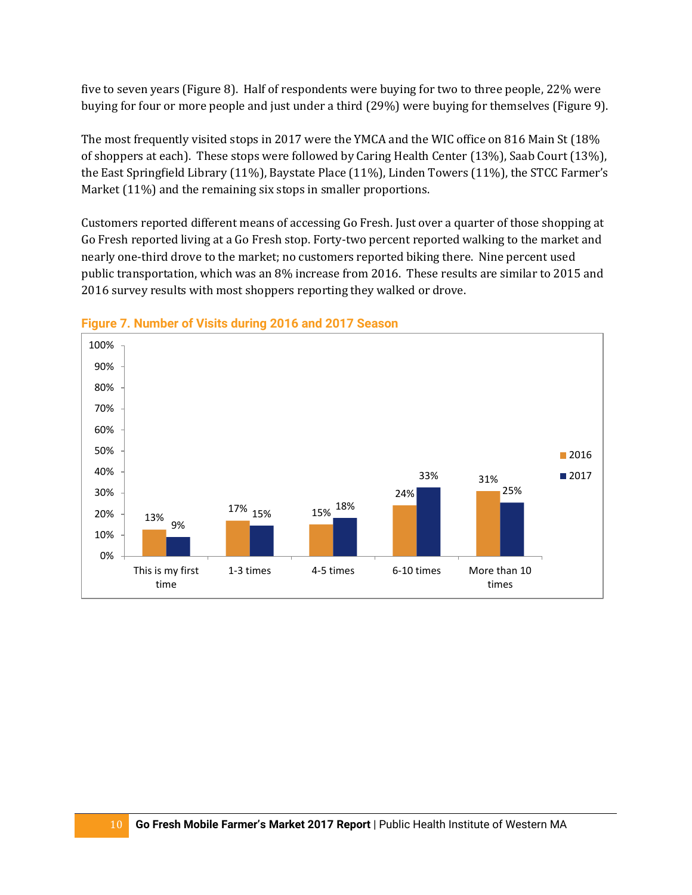five to seven years (Figure 8). Half of respondents were buying for two to three people, 22% were buying for four or more people and just under a third (29%) were buying for themselves (Figure 9).

The most frequently visited stops in 2017 were the YMCA and the WIC office on 816 Main St (18% of shoppers at each). These stops were followed by Caring Health Center (13%), Saab Court (13%), the East Springfield Library (11%), Baystate Place (11%), Linden Towers (11%), the STCC Farmer's Market (11%) and the remaining six stops in smaller proportions.

Customers reported different means of accessing Go Fresh. Just over a quarter of those shopping at Go Fresh reported living at a Go Fresh stop. Forty-two percent reported walking to the market and nearly one-third drove to the market; no customers reported biking there. Nine percent used public transportation, which was an 8% increase from 2016. These results are similar to 2015 and 2016 survey results with most shoppers reporting they walked or drove.

**Figure 7. Number of Visits during 2016 and 2017 Season**

| | 2016 | 2017 |
|---|---|---|
| This is my first time | 13% | 9% |
| 1-3 times | 17% | 15% |
| 4-5 times | 15% | 18% |
| 6-10 times | 24% | 33% |
| More than 10 times | 31% | 25% |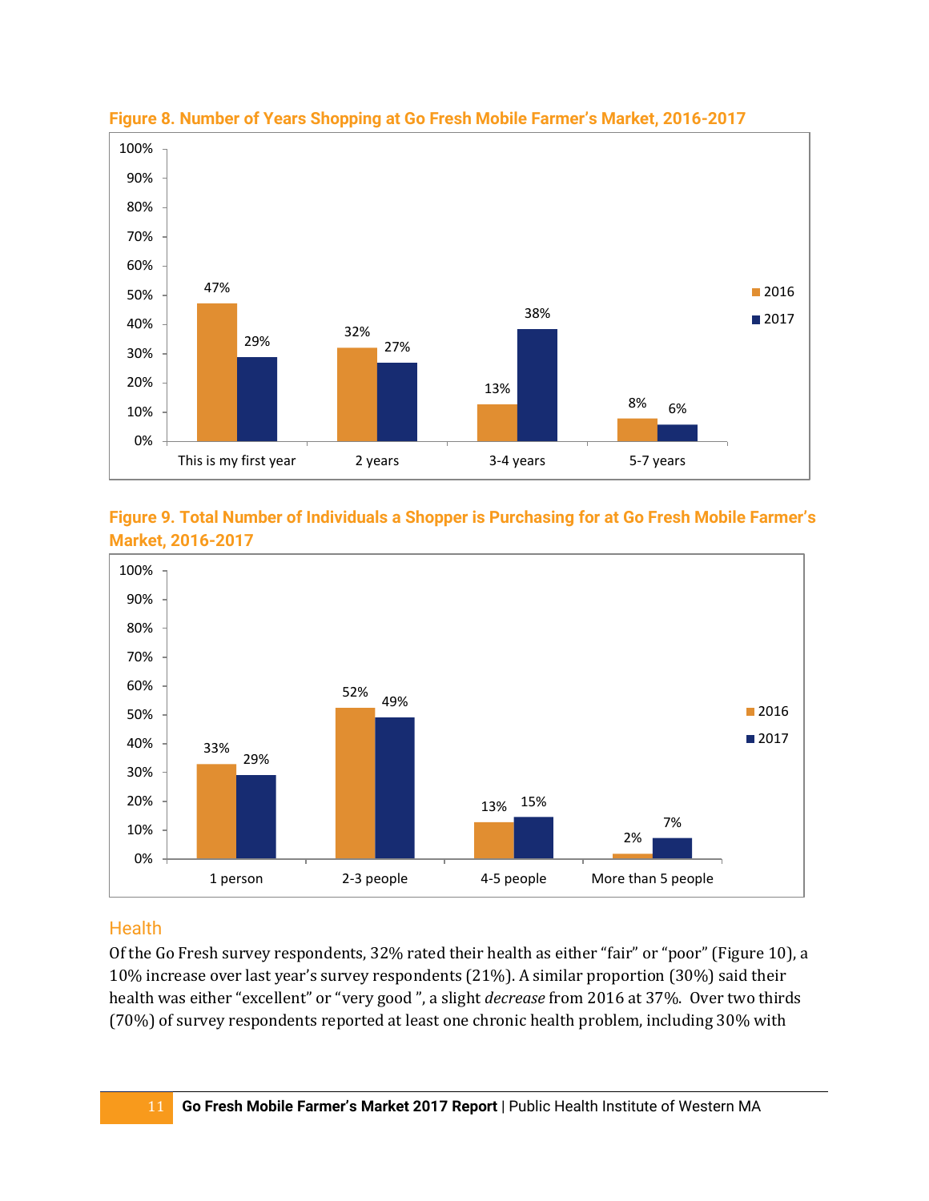**Figure 8. Number of Years Shopping at Go Fresh Mobile Farmer's Market, 2016-2017**

| | 2016 | 2017 |
|---|---|---|
| This is my first year | 47% | 29% |
| 2 years | 32% | 27% |
| 3-4 years | 13% | 38% |
| 5-7 years | 8% | 6% |

**Figure 9. Total Number of Individuals a Shopper is Purchasing for at Go Fresh Mobile Farmer's Market, 2016-2017**

| | 2016 | 2017 |
|---|---|---|
| 1 person | 33% | 29% |
| 2-3 people | 52% | 49% |
| 4-5 people | 13% | 15% |
| More than 5 people | 2% | 7% |

## Health

Of the Go Fresh survey respondents, 32% rated their health as either "fair" or "poor" (Figure 10), a 10% increase over last year's survey respondents (21%). A similar proportion (30%) said their health was either "excellent" or "very good ", a slight *decrease* from 2016 at 37%. Over two thirds (70%) of survey respondents reported at least one chronic health problem, including 30% with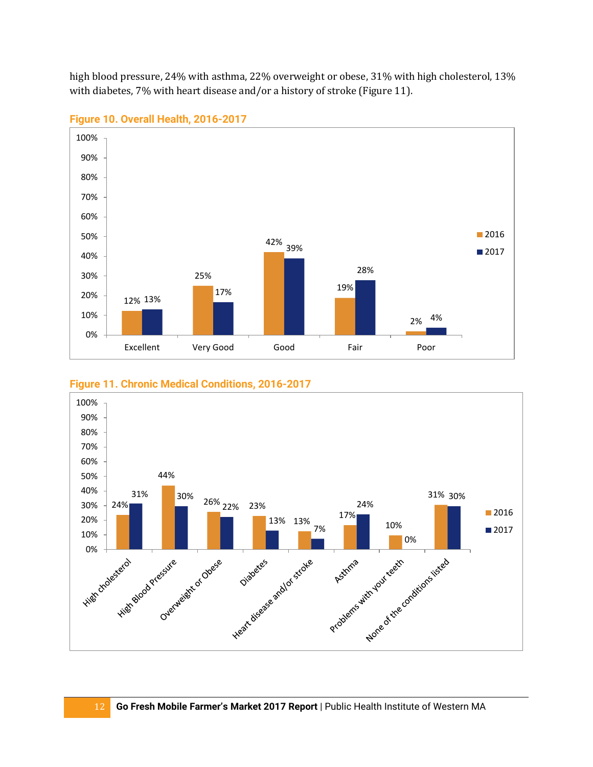high blood pressure, 24% with asthma, 22% overweight or obese, 31% with high cholesterol, 13% with diabetes, 7% with heart disease and/or a history of stroke (Figure 11).

**Figure 10. Overall Health, 2016-2017**

| | 2016 | 2017 |
|---|---|---|
| Excellent | 12% | 13% |
| Very Good | 25% | 17% |
| Good | 42% | 39% |
| Fair | 19% | 28% |
| Poor | 2% | 4% |

**Figure 11. Chronic Medical Conditions, 2016-2017**

| | 2016 | 2017 |
|---|---|---|
| High cholesterol | 24% | 31% |
| High Blood Pressure | 44% | 30% |
| Overweight or Obese | 26% | 22% |
| Diabetes | 23% | 13% |
| Heart disease and/or stroke | 13% | 7% |
| Asthma | 17% | 24% |
| Problems with your teeth | 10% | 0% |
| None of the conditions listed | 31% | 30% |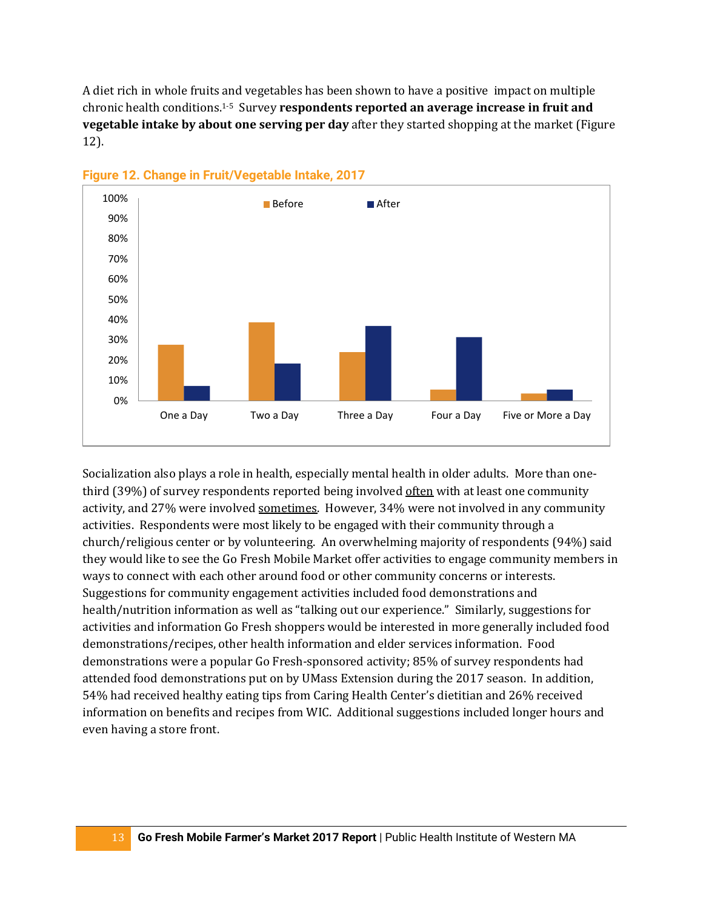A diet rich in whole fruits and vegetables has been shown to have a positive impact on multiple chronic health conditions.[1-5] Survey **respondents reported an average increase in fruit and vegetable intake by about one serving per day** after they started shopping at the market (Figure 12).

**Figure 12. Change in Fruit/Vegetable Intake, 2017**

Socialization also plays a role in health, especially mental health in older adults. More than one-third (39%) of survey respondents reported being involved <u>often</u> with at least one community activity, and 27% were involved <u>sometimes</u>. However, 34% were not involved in any community activities. Respondents were most likely to be engaged with their community through a church/religious center or by volunteering. An overwhelming majority of respondents (94%) said they would like to see the Go Fresh Mobile Market offer activities to engage community members in ways to connect with each other around food or other community concerns or interests. Suggestions for community engagement activities included food demonstrations and health/nutrition information as well as "talking out our experience." Similarly, suggestions for activities and information Go Fresh shoppers would be interested in more generally included food demonstrations/recipes, other health information and elder services information. Food demonstrations were a popular Go Fresh-sponsored activity; 85% of survey respondents had attended food demonstrations put on by UMass Extension during the 2017 season. In addition, 54% had received healthy eating tips from Caring Health Center's dietitian and 26% received information on benefits and recipes from WIC. Additional suggestions included longer hours and even having a store front.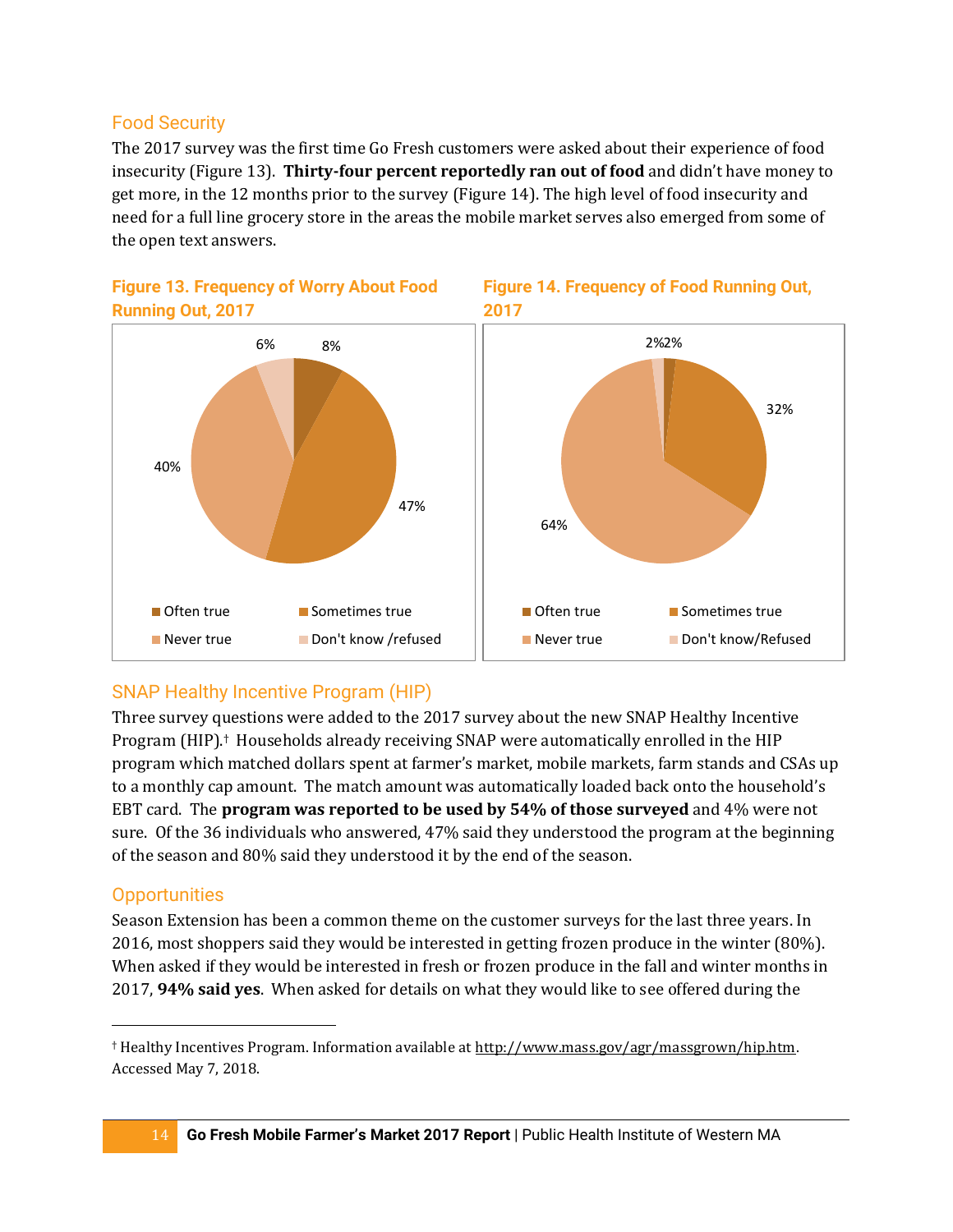## Food Security

The 2017 survey was the first time Go Fresh customers were asked about their experience of food insecurity (Figure 13). **Thirty-four percent reportedly ran out of food** and didn't have money to get more, in the 12 months prior to the survey (Figure 14). The high level of food insecurity and need for a full line grocery store in the areas the mobile market serves also emerged from some of the open text answers.

**Figure 13. Frequency of Worry About Food Running Out, 2017**

| Response | Percent |
|---|---|
| Often true | 8% |
| Sometimes true | 47% |
| Never true | 40% |
| Don't know /refused | 6% |

**Figure 14. Frequency of Food Running Out, 2017**

| Response | Percent |
|---|---|
| Often true | 2% |
| Sometimes true | 32% |
| Never true | 64% |
| Don't know/Refused | 2% |

## SNAP Healthy Incentive Program (HIP)

Three survey questions were added to the 2017 survey about the new SNAP Healthy Incentive Program (HIP).† Households already receiving SNAP were automatically enrolled in the HIP program which matched dollars spent at farmer's market, mobile markets, farm stands and CSAs up to a monthly cap amount. The match amount was automatically loaded back onto the household's EBT card. The **program was reported to be used by 54% of those surveyed** and 4% were not sure. Of the 36 individuals who answered, 47% said they understood the program at the beginning of the season and 80% said they understood it by the end of the season.

## Opportunities

Season Extension has been a common theme on the customer surveys for the last three years. In 2016, most shoppers said they would be interested in getting frozen produce in the winter (80%). When asked if they would be interested in fresh or frozen produce in the fall and winter months in 2017, **94% said yes**. When asked for details on what they would like to see offered during the

---

† Healthy Incentives Program. Information available at http://www.mass.gov/agr/massgrown/hip.htm. Accessed May 7, 2018.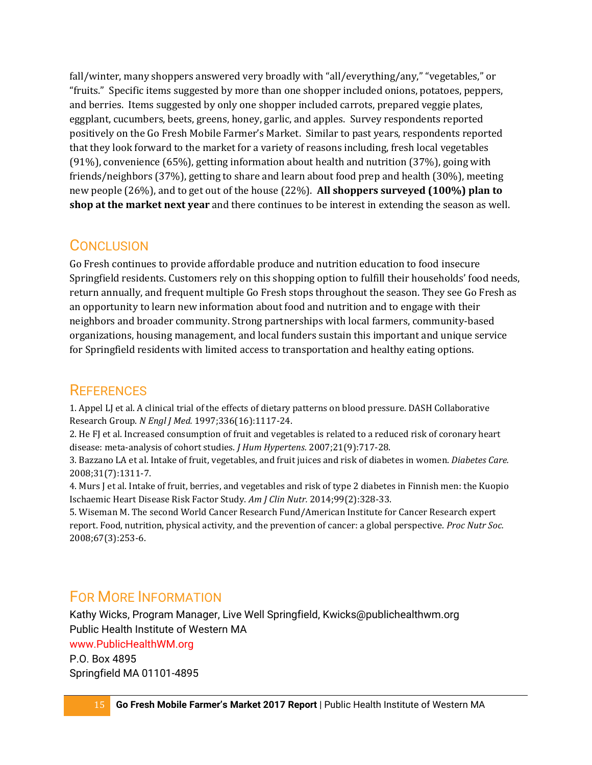fall/winter, many shoppers answered very broadly with "all/everything/any," "vegetables," or "fruits." Specific items suggested by more than one shopper included onions, potatoes, peppers, and berries. Items suggested by only one shopper included carrots, prepared veggie plates, eggplant, cucumbers, beets, greens, honey, garlic, and apples. Survey respondents reported positively on the Go Fresh Mobile Farmer's Market. Similar to past years, respondents reported that they look forward to the market for a variety of reasons including, fresh local vegetables (91%), convenience (65%), getting information about health and nutrition (37%), going with friends/neighbors (37%), getting to share and learn about food prep and health (30%), meeting new people (26%), and to get out of the house (22%). **All shoppers surveyed (100%) plan to shop at the market next year** and there continues to be interest in extending the season as well.

## Conclusion

Go Fresh continues to provide affordable produce and nutrition education to food insecure Springfield residents. Customers rely on this shopping option to fulfill their households' food needs, return annually, and frequent multiple Go Fresh stops throughout the season. They see Go Fresh as an opportunity to learn new information about food and nutrition and to engage with their neighbors and broader community. Strong partnerships with local farmers, community-based organizations, housing management, and local funders sustain this important and unique service for Springfield residents with limited access to transportation and healthy eating options.

## References

1. Appel LJ et al. A clinical trial of the effects of dietary patterns on blood pressure. DASH Collaborative Research Group. *N Engl J Med.* 1997;336(16):1117-24.
2. He FJ et al. Increased consumption of fruit and vegetables is related to a reduced risk of coronary heart disease: meta-analysis of cohort studies. *J Hum Hypertens.* 2007;21(9):717-28.
3. Bazzano LA et al. Intake of fruit, vegetables, and fruit juices and risk of diabetes in women. *Diabetes Care.* 2008;31(7):1311-7.
4. Murs J et al. Intake of fruit, berries, and vegetables and risk of type 2 diabetes in Finnish men: the Kuopio Ischaemic Heart Disease Risk Factor Study. *Am J Clin Nutr.* 2014;99(2):328-33.
5. Wiseman M. The second World Cancer Research Fund/American Institute for Cancer Research expert report. Food, nutrition, physical activity, and the prevention of cancer: a global perspective. *Proc Nutr Soc.* 2008;67(3):253-6.

## For More Information

Kathy Wicks, Program Manager, Live Well Springfield, Kwicks@publichealthwm.org
Public Health Institute of Western MA
www.PublicHealthWM.org
P.O. Box 4895
Springfield MA 01101-4895